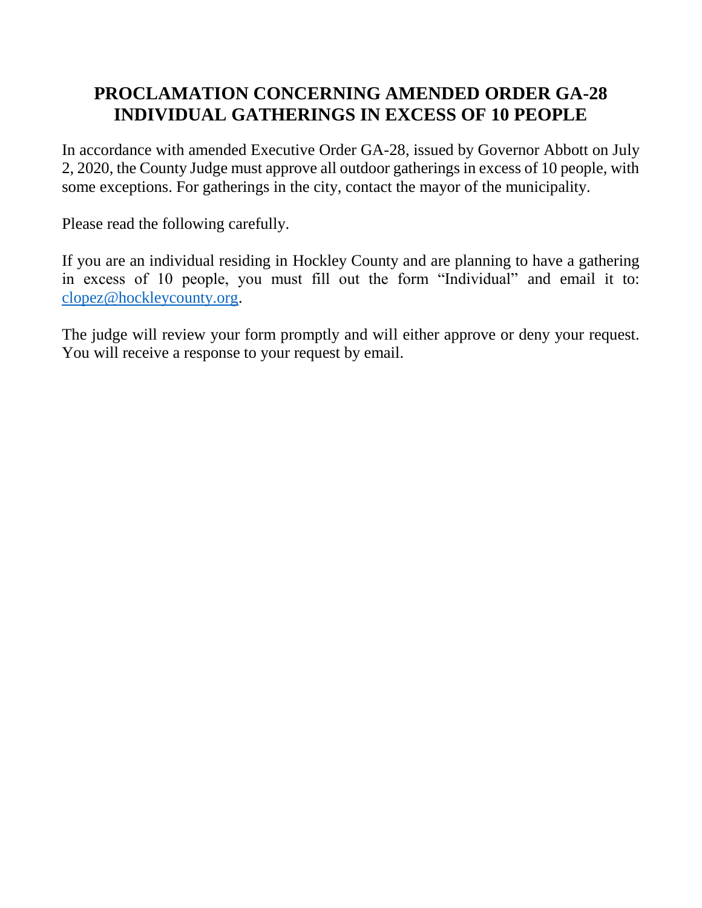# PROCLAMATION CONCERNING AMENDED ORDER GA-28 INDIVIDUAL GATHERINGS IN EXCESS OF 10 PEOPLE

In accordance with amended Executive Order GA-28, issued by Governor Abbott on July 2, 2020, the County Judge must approve all outdoor gatherings in excess of 10 people, with some exceptions. For gatherings in the city, contact the mayor of the municipality.

Please read the following carefully.

If you are an individual residing in Hockley County and are planning to have a gathering in excess of 10 people, you must fill out the form "Individual" and email it to: clopez@hockleycounty.org.

The judge will review your form promptly and will either approve or deny your request. You will receive a response to your request by email.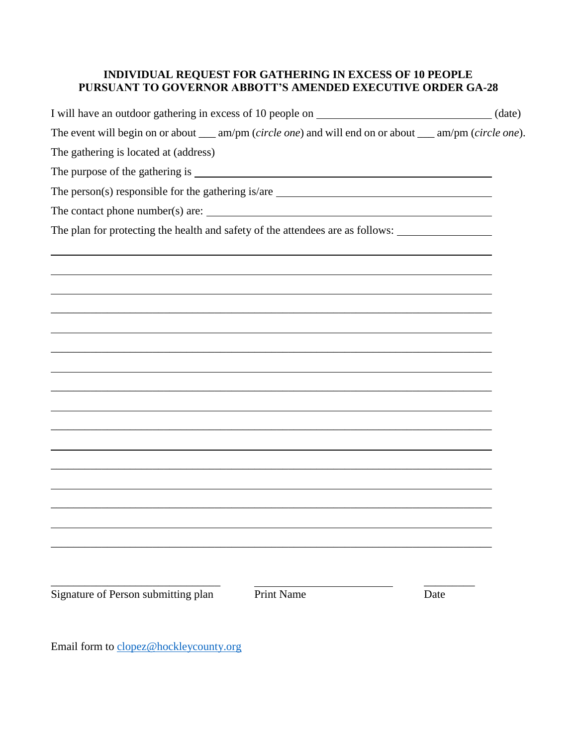**INDIVIDUAL REQUEST FOR GATHERING IN EXCESS OF 10 PEOPLE PURSUANT TO GOVERNOR ABBOTT'S AMENDED EXECUTIVE ORDER GA-28**

I will have an outdoor gathering in excess of 10 people on ______________________________ (date)

The event will begin on or about ___ am/pm (*circle one*) and will end on or about ___ am/pm (*circle one*).

The gathering is located at (address)

The purpose of the gathering is ______________________________________________

The person(s) responsible for the gathering is/are ______________________________________

The contact phone number(s) are: ______________________________________________

The plan for protecting the health and safety of the attendees are as follows: ________________

______________________________________________________________________________

______________________________________________________________________________

______________________________________________________________________________

______________________________________________________________________________

______________________________________________________________________________

______________________________________________________________________________

______________________________________________________________________________

______________________________________________________________________________

______________________________________________________________________________

______________________________________________________________________________

______________________________________________________________________________

______________________________________________________________________________

______________________________________________________________________________

______________________________________________________________________________

______________________________________________________________________________

______________________________________________________________________________

______________________________ ________________________ _________

Signature of Person submitting plan Print Name Date

Email form to clopez@hockleycounty.org